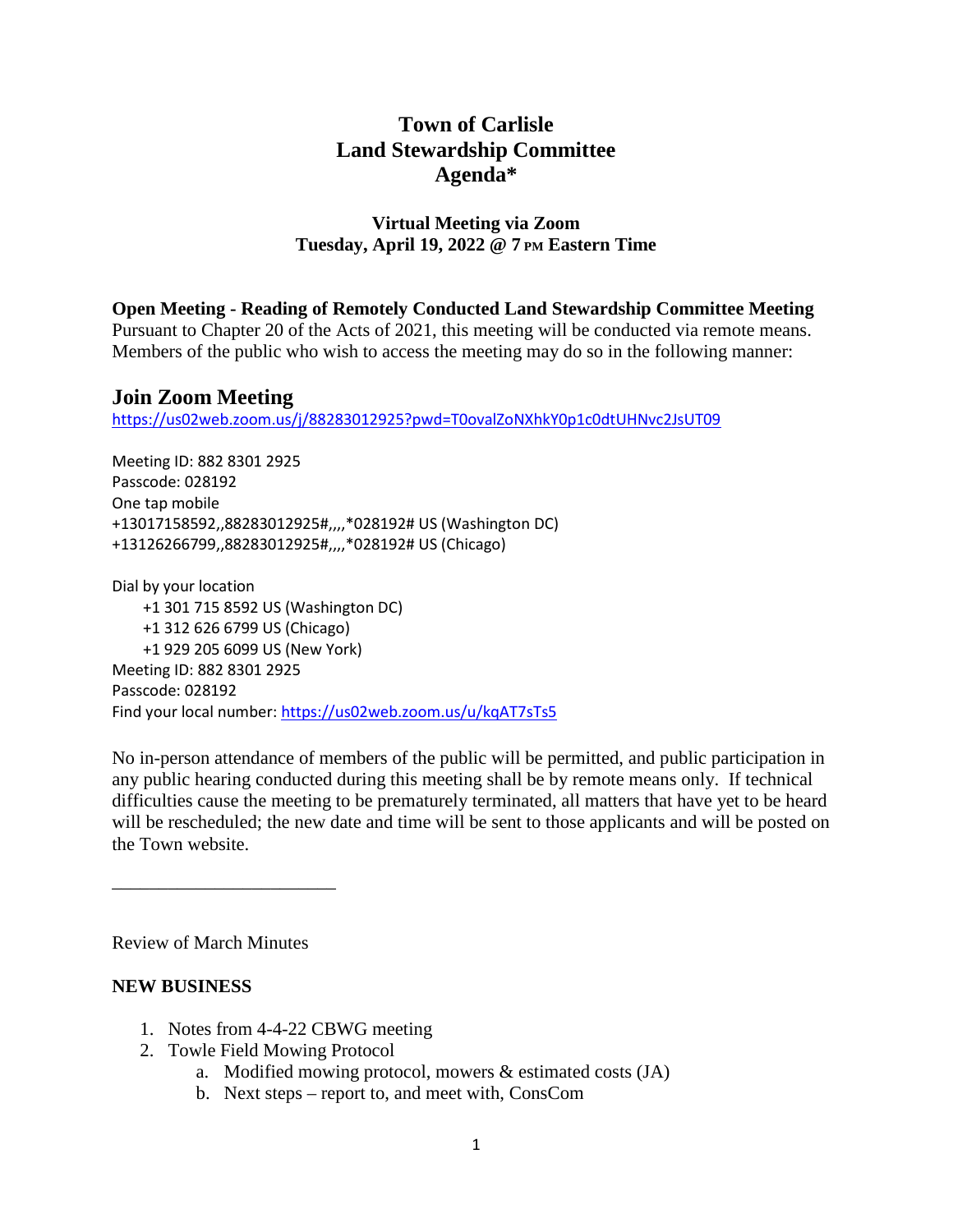# Town of Carlisle
# Land Stewardship Committee
# Agenda*

### Virtual Meeting via Zoom
### Tuesday, April 19, 2022 @ 7 PM Eastern Time

**Open Meeting - Reading of Remotely Conducted Land Stewardship Committee Meeting**
Pursuant to Chapter 20 of the Acts of 2021, this meeting will be conducted via remote means. Members of the public who wish to access the meeting may do so in the following manner:

## Join Zoom Meeting

https://us02web.zoom.us/j/88283012925?pwd=T0ovalZoNXhkY0p1c0dtUHNvc2JsUT09

Meeting ID: 882 8301 2925
Passcode: 028192
One tap mobile
+13017158592,,88283012925#,,,,*028192# US (Washington DC)
+13126266799,,88283012925#,,,,*028192# US (Chicago)

Dial by your location
+1 301 715 8592 US (Washington DC)
+1 312 626 6799 US (Chicago)
+1 929 205 6099 US (New York)
Meeting ID: 882 8301 2925
Passcode: 028192
Find your local number: https://us02web.zoom.us/u/kqAT7sTs5

No in-person attendance of members of the public will be permitted, and public participation in any public hearing conducted during this meeting shall be by remote means only. If technical difficulties cause the meeting to be prematurely terminated, all matters that have yet to be heard will be rescheduled; the new date and time will be sent to those applicants and will be posted on the Town website.

---

Review of March Minutes

**NEW BUSINESS**

1. Notes from 4-4-22 CBWG meeting
2. Towle Field Mowing Protocol
    a. Modified mowing protocol, mowers & estimated costs (JA)
    b. Next steps – report to, and meet with, ConsCom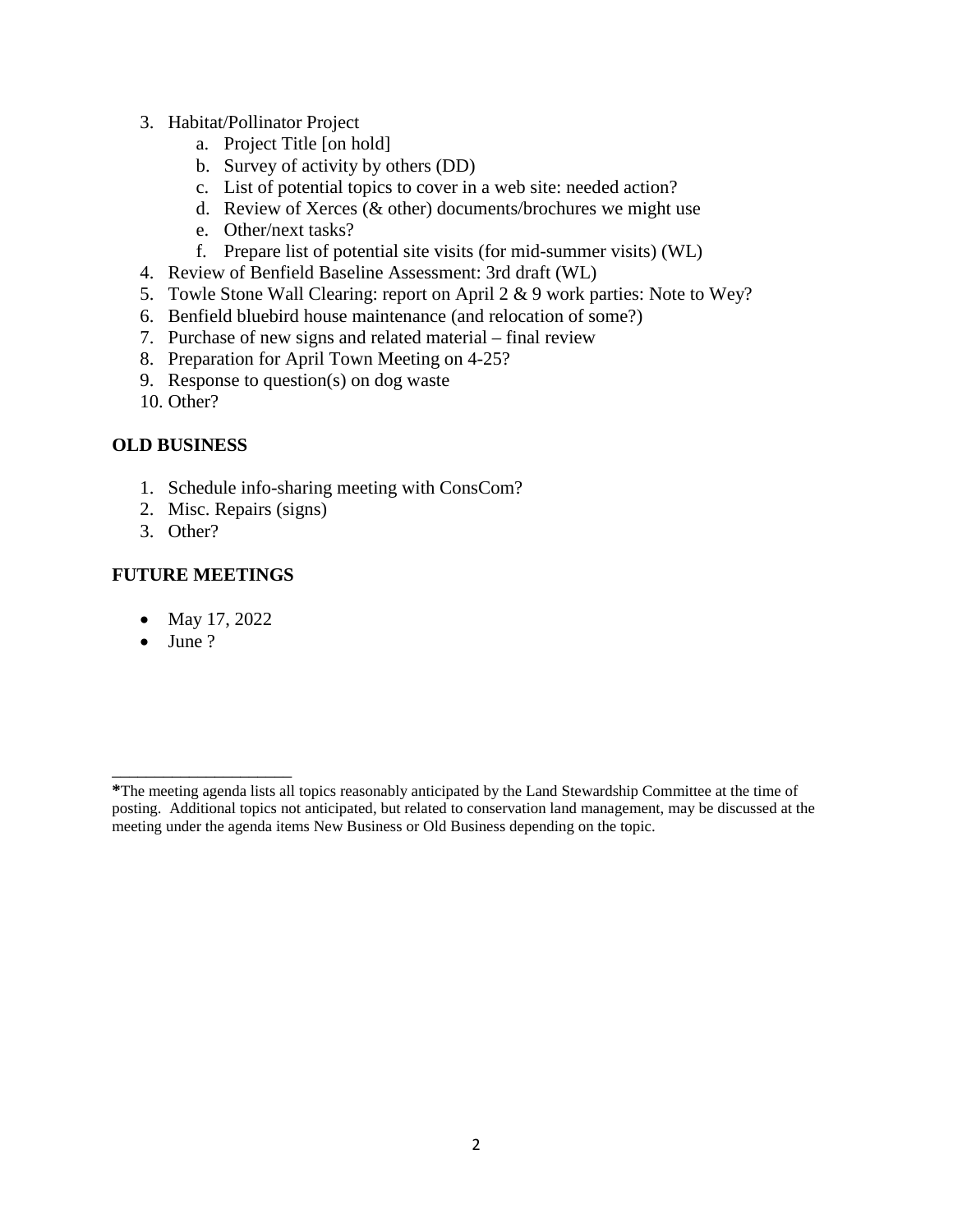3. Habitat/Pollinator Project
    a. Project Title [on hold]
    b. Survey of activity by others (DD)
    c. List of potential topics to cover in a web site: needed action?
    d. Review of Xerces (& other) documents/brochures we might use
    e. Other/next tasks?
    f. Prepare list of potential site visits (for mid-summer visits) (WL)
4. Review of Benfield Baseline Assessment: 3rd draft (WL)
5. Towle Stone Wall Clearing: report on April 2 & 9 work parties: Note to Wey?
6. Benfield bluebird house maintenance (and relocation of some?)
7. Purchase of new signs and related material – final review
8. Preparation for April Town Meeting on 4-25?
9. Response to question(s) on dog waste
10. Other?

**OLD BUSINESS**

1. Schedule info-sharing meeting with ConsCom?
2. Misc. Repairs (signs)
3. Other?

**FUTURE MEETINGS**

- May 17, 2022
- June ?

---

**\***The meeting agenda lists all topics reasonably anticipated by the Land Stewardship Committee at the time of posting. Additional topics not anticipated, but related to conservation land management, may be discussed at the meeting under the agenda items New Business or Old Business depending on the topic.